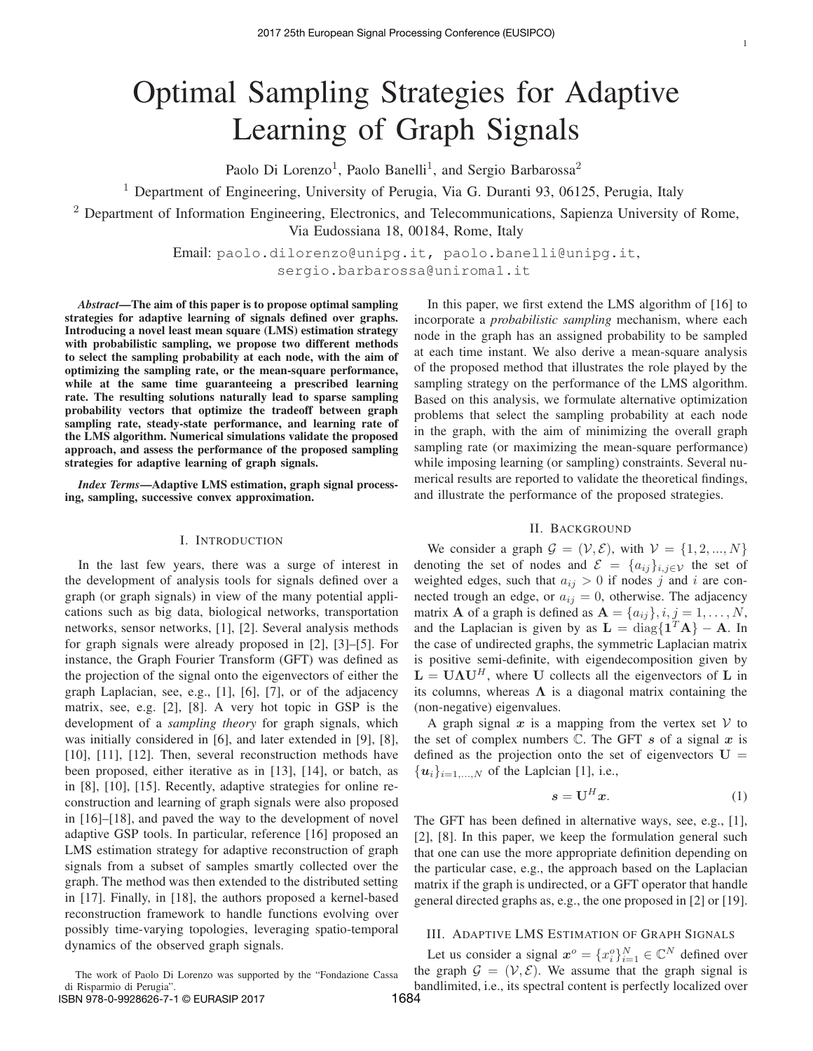# Optimal Sampling Strategies for Adaptive Learning of Graph Signals

Paolo Di Lorenzo[1], Paolo Banelli[1], and Sergio Barbarossa[2]

[1] Department of Engineering, University of Perugia, Via G. Duranti 93, 06125, Perugia, Italy

[2] Department of Information Engineering, Electronics, and Telecommunications, Sapienza University of Rome, Via Eudossiana 18, 00184, Rome, Italy

Email: paolo.dilorenzo@unipg.it, paolo.banelli@unipg.it, sergio.barbarossa@uniroma1.it

***Abstract*—The aim of this paper is to propose optimal sampling strategies for adaptive learning of signals defined over graphs. Introducing a novel least mean square (LMS) estimation strategy with probabilistic sampling, we propose two different methods to select the sampling probability at each node, with the aim of optimizing the sampling rate, or the mean-square performance, while at the same time guaranteeing a prescribed learning rate. The resulting solutions naturally lead to sparse sampling probability vectors that optimize the tradeoff between graph sampling rate, steady-state performance, and learning rate of the LMS algorithm. Numerical simulations validate the proposed approach, and assess the performance of the proposed sampling strategies for adaptive learning of graph signals.**

***Index Terms*—Adaptive LMS estimation, graph signal processing, sampling, successive convex approximation.**

## I. Introduction

In the last few years, there was a surge of interest in the development of analysis tools for signals defined over a graph (or graph signals) in view of the many potential applications such as big data, biological networks, transportation networks, sensor networks, [1], [2]. Several analysis methods for graph signals were already proposed in [2], [3]–[5]. For instance, the Graph Fourier Transform (GFT) was defined as the projection of the signal onto the eigenvectors of either the graph Laplacian, see, e.g., [1], [6], [7], or of the adjacency matrix, see, e.g. [2], [8]. A very hot topic in GSP is the development of a *sampling theory* for graph signals, which was initially considered in [6], and later extended in [9], [8], [10], [11], [12]. Then, several reconstruction methods have been proposed, either iterative as in [13], [14], or batch, as in [8], [10], [15]. Recently, adaptive strategies for online reconstruction and learning of graph signals were also proposed in [16]–[18], and paved the way to the development of novel adaptive GSP tools. In particular, reference [16] proposed an LMS estimation strategy for adaptive reconstruction of graph signals from a subset of samples smartly collected over the graph. The method was then extended to the distributed setting in [17]. Finally, in [18], the authors proposed a kernel-based reconstruction framework to handle functions evolving over possibly time-varying topologies, leveraging spatio-temporal dynamics of the observed graph signals.

In this paper, we first extend the LMS algorithm of [16] to incorporate a *probabilistic sampling* mechanism, where each node in the graph has an assigned probability to be sampled at each time instant. We also derive a mean-square analysis of the proposed method that illustrates the role played by the sampling strategy on the performance of the LMS algorithm. Based on this analysis, we formulate alternative optimization problems that select the sampling probability at each node in the graph, with the aim of minimizing the overall graph sampling rate (or maximizing the mean-square performance) while imposing learning (or sampling) constraints. Several numerical results are reported to validate the theoretical findings, and illustrate the performance of the proposed strategies.

## II. Background

We consider a graph $\mathcal{G} = (\mathcal{V}, \mathcal{E})$, with $\mathcal{V} = \{1, 2, ..., N\}$ denoting the set of nodes and $\mathcal{E} = \{a_{ij}\}_{i,j \in \mathcal{V}}$ the set of weighted edges, such that $a_{ij} > 0$ if nodes $j$ and $i$ are connected trough an edge, or $a_{ij} = 0$, otherwise. The adjacency matrix $\mathbf{A}$ of a graph is defined as $\mathbf{A} = \{a_{ij}\}, i, j = 1, \ldots, N$, and the Laplacian is given by as $\mathbf{L} = \mathrm{diag}\{\mathbf{1}^T\mathbf{A}\} - \mathbf{A}$. In the case of undirected graphs, the symmetric Laplacian matrix is positive semi-definite, with eigendecomposition given by $\mathbf{L} = \mathbf{U}\mathbf{\Lambda}\mathbf{U}^H$, where $\mathbf{U}$ collects all the eigenvectors of $\mathbf{L}$ in its columns, whereas $\mathbf{\Lambda}$ is a diagonal matrix containing the (non-negative) eigenvalues.

A graph signal $\boldsymbol{x}$ is a mapping from the vertex set $\mathcal{V}$ to the set of complex numbers $\mathbb{C}$. The GFT $\boldsymbol{s}$ of a signal $\boldsymbol{x}$ is defined as the projection onto the set of eigenvectors $\mathbf{U} = \{\boldsymbol{u}_i\}_{i=1,\ldots,N}$ of the Laplcian [1], i.e.,

$$\boldsymbol{s} = \mathbf{U}^H \boldsymbol{x}. \tag{1}$$

The GFT has been defined in alternative ways, see, e.g., [1], [2], [8]. In this paper, we keep the formulation general such that one can use the more appropriate definition depending on the particular case, e.g., the approach based on the Laplacian matrix if the graph is undirected, or a GFT operator that handle general directed graphs as, e.g., the one proposed in [2] or [19].

## III. Adaptive LMS Estimation of Graph Signals

Let us consider a signal $\boldsymbol{x}^o = \{x_i^o\}_{i=1}^N \in \mathbb{C}^N$ defined over the graph $\mathcal{G} = (\mathcal{V}, \mathcal{E})$. We assume that the graph signal is bandlimited, i.e., its spectral content is perfectly localized over

The work of Paolo Di Lorenzo was supported by the "Fondazione Cassa di Risparmio di Perugia".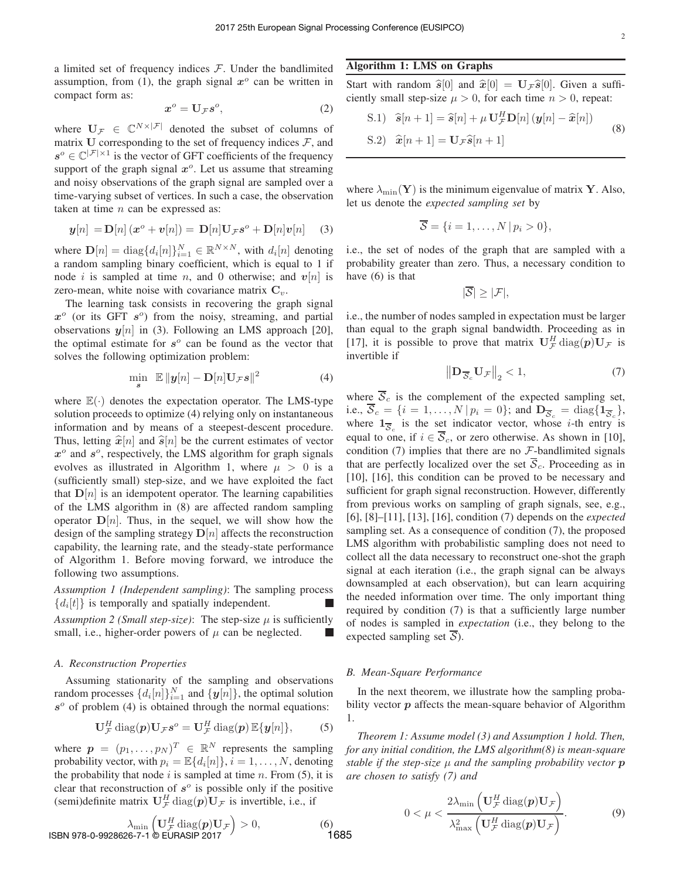a limited set of frequency indices $\mathcal{F}$. Under the bandlimited assumption, from (1), the graph signal $\boldsymbol{x}^o$ can be written in compact form as:

$$\boldsymbol{x}^o = \mathbf{U}_{\mathcal{F}} \boldsymbol{s}^o, \tag{2}$$

where $\mathbf{U}_{\mathcal{F}} \in \mathbb{C}^{N \times |\mathcal{F}|}$ denoted the subset of columns of matrix $\mathbf{U}$ corresponding to the set of frequency indices $\mathcal{F}$, and $\boldsymbol{s}^o \in \mathbb{C}^{|\mathcal{F}| \times 1}$ is the vector of GFT coefficients of the frequency support of the graph signal $\boldsymbol{x}^o$. Let us assume that streaming and noisy observations of the graph signal are sampled over a time-varying subset of vertices. In such a case, the observation taken at time $n$ can be expressed as:

$$\boldsymbol{y}[n] = \mathbf{D}[n] \left(\boldsymbol{x}^o + \boldsymbol{v}[n]\right) = \mathbf{D}[n] \mathbf{U}_{\mathcal{F}} \boldsymbol{s}^o + \mathbf{D}[n] \boldsymbol{v}[n] \tag{3}$$

where $\mathbf{D}[n] = \operatorname{diag}\{d_i[n]\}_{i=1}^N \in \mathbb{R}^{N \times N}$, with $d_i[n]$ denoting a random sampling binary coefficient, which is equal to 1 if node $i$ is sampled at time $n$, and 0 otherwise; and $\boldsymbol{v}[n]$ is zero-mean, white noise with covariance matrix $\mathbf{C}_v$.

The learning task consists in recovering the graph signal $\boldsymbol{x}^o$ (or its GFT $\boldsymbol{s}^o$) from the noisy, streaming, and partial observations $\boldsymbol{y}[n]$ in (3). Following an LMS approach [20], the optimal estimate for $\boldsymbol{s}^o$ can be found as the vector that solves the following optimization problem:

$$\min_{\boldsymbol{s}} \; \mathbb{E} \left\| \boldsymbol{y}[n] - \mathbf{D}[n] \mathbf{U}_{\mathcal{F}} \boldsymbol{s} \right\|^2 \tag{4}$$

where $\mathbb{E}(\cdot)$ denotes the expectation operator. The LMS-type solution proceeds to optimize (4) relying only on instantaneous information and by means of a steepest-descent procedure. Thus, letting $\widehat{\boldsymbol{x}}[n]$ and $\widehat{\boldsymbol{s}}[n]$ be the current estimates of vector $\boldsymbol{x}^o$ and $\boldsymbol{s}^o$, respectively, the LMS algorithm for graph signals evolves as illustrated in Algorithm 1, where $\mu > 0$ is a (sufficiently small) step-size, and we have exploited the fact that $\mathbf{D}[n]$ is an idempotent operator. The learning capabilities of the LMS algorithm in (8) are affected random sampling operator $\mathbf{D}[n]$. Thus, in the sequel, we will show how the design of the sampling strategy $\mathbf{D}[n]$ affects the reconstruction capability, the learning rate, and the steady-state performance of Algorithm 1. Before moving forward, we introduce the following two assumptions.

*Assumption 1 (Independent sampling)*: The sampling process $\{d_i[t]\}$ is temporally and spatially independent. ■

*Assumption 2 (Small step-size)*: The step-size $\mu$ is sufficiently small, i.e., higher-order powers of $\mu$ can be neglected. ■

**Algorithm 1: LMS on Graphs**

Start with random $\widehat{\boldsymbol{s}}[0]$ and $\widehat{\boldsymbol{x}}[0] = \mathbf{U}_{\mathcal{F}} \widehat{\boldsymbol{s}}[0]$. Given a sufficiently small step-size $\mu > 0$, for each time $n > 0$, repeat:

$$\begin{aligned} &\text{S.1)} \quad \widehat{\boldsymbol{s}}[n+1] = \widehat{\boldsymbol{s}}[n] + \mu \, \mathbf{U}_{\mathcal{F}}^H \mathbf{D}[n] \left(\boldsymbol{y}[n] - \widehat{\boldsymbol{x}}[n]\right) \\ &\text{S.2)} \quad \widehat{\boldsymbol{x}}[n+1] = \mathbf{U}_{\mathcal{F}} \widehat{\boldsymbol{s}}[n+1] \end{aligned} \tag{8}$$

### A. Reconstruction Properties

Assuming stationarity of the sampling and observations random processes $\{d_i[n]\}_{i=1}^N$ and $\{\boldsymbol{y}[n]\}$, the optimal solution $\boldsymbol{s}^o$ of problem (4) is obtained through the normal equations:

$$\mathbf{U}_{\mathcal{F}}^H \operatorname{diag}(\boldsymbol{p}) \mathbf{U}_{\mathcal{F}} \boldsymbol{s}^o = \mathbf{U}_{\mathcal{F}}^H \operatorname{diag}(\boldsymbol{p}) \, \mathbb{E}\{\boldsymbol{y}[n]\}, \tag{5}$$

where $\boldsymbol{p} = (p_1, \ldots, p_N)^T \in \mathbb{R}^N$ represents the sampling probability vector, with $p_i = \mathbb{E}\{d_i[n]\}$, $i = 1, \ldots, N$, denoting the probability that node $i$ is sampled at time $n$. From (5), it is clear that reconstruction of $\boldsymbol{s}^o$ is possible only if the positive (semi)definite matrix $\mathbf{U}_{\mathcal{F}}^H \operatorname{diag}(\boldsymbol{p}) \mathbf{U}_{\mathcal{F}}$ is invertible, i.e., if

$$\lambda_{\min}\left(\mathbf{U}_{\mathcal{F}}^H \operatorname{diag}(\boldsymbol{p}) \mathbf{U}_{\mathcal{F}}\right) > 0, \tag{6}$$

where $\lambda_{\min}(\mathbf{Y})$ is the minimum eigenvalue of matrix $\mathbf{Y}$. Also, let us denote the *expected sampling set* by

$$\overline{\mathcal{S}} = \{i = 1, \ldots, N \,|\, p_i > 0\},$$

i.e., the set of nodes of the graph that are sampled with a probability greater than zero. Thus, a necessary condition to have (6) is that

$$|\overline{\mathcal{S}}| \geq |\mathcal{F}|,$$

i.e., the number of nodes sampled in expectation must be larger than equal to the graph signal bandwidth. Proceeding as in [17], it is possible to prove that matrix $\mathbf{U}_{\mathcal{F}}^H \operatorname{diag}(\boldsymbol{p}) \mathbf{U}_{\mathcal{F}}$ is invertible if

$$\left\| \mathbf{D}_{\overline{\mathcal{S}}_c} \mathbf{U}_{\mathcal{F}} \right\|_2 < 1, \tag{7}$$

where $\overline{\mathcal{S}}_c$ is the complement of the expected sampling set, i.e., $\overline{\mathcal{S}}_c = \{i = 1, \ldots, N \,|\, p_i = 0\}$; and $\mathbf{D}_{\overline{\mathcal{S}}_c} = \operatorname{diag}\{\mathbf{1}_{\overline{\mathcal{S}}_c}\}$, where $\mathbf{1}_{\overline{\mathcal{S}}_c}$ is the set indicator vector, whose $i$-th entry is equal to one, if $i \in \overline{\mathcal{S}}_c$, or zero otherwise. As shown in [10], condition (7) implies that there are no $\mathcal{F}$-bandlimited signals that are perfectly localized over the set $\overline{\mathcal{S}}_c$. Proceeding as in [10], [16], this condition can be proved to be necessary and sufficient for graph signal reconstruction. However, differently from previous works on sampling of graph signals, see, e.g., [6], [8]–[11], [13], [16], condition (7) depends on the *expected* sampling set. As a consequence of condition (7), the proposed LMS algorithm with probabilistic sampling does not need to collect all the data necessary to reconstruct one-shot the graph signal at each iteration (i.e., the graph signal can be always downsampled at each observation), but can learn acquiring the needed information over time. The only important thing required by condition (7) is that a sufficiently large number of nodes is sampled in *expectation* (i.e., they belong to the expected sampling set $\overline{\mathcal{S}}$).

### B. Mean-Square Performance

In the next theorem, we illustrate how the sampling probability vector $\boldsymbol{p}$ affects the mean-square behavior of Algorithm 1.

*Theorem 1: Assume model (3) and Assumption 1 hold. Then, for any initial condition, the LMS algorithm(8) is mean-square stable if the step-size $\mu$ and the sampling probability vector $\boldsymbol{p}$ are chosen to satisfy (7) and*

$$0 < \mu < \frac{2 \lambda_{\min}\left(\mathbf{U}_{\mathcal{F}}^H \operatorname{diag}(\boldsymbol{p}) \mathbf{U}_{\mathcal{F}}\right)}{\lambda_{\max}^2\left(\mathbf{U}_{\mathcal{F}}^H \operatorname{diag}(\boldsymbol{p}) \mathbf{U}_{\mathcal{F}}\right)}. \tag{9}$$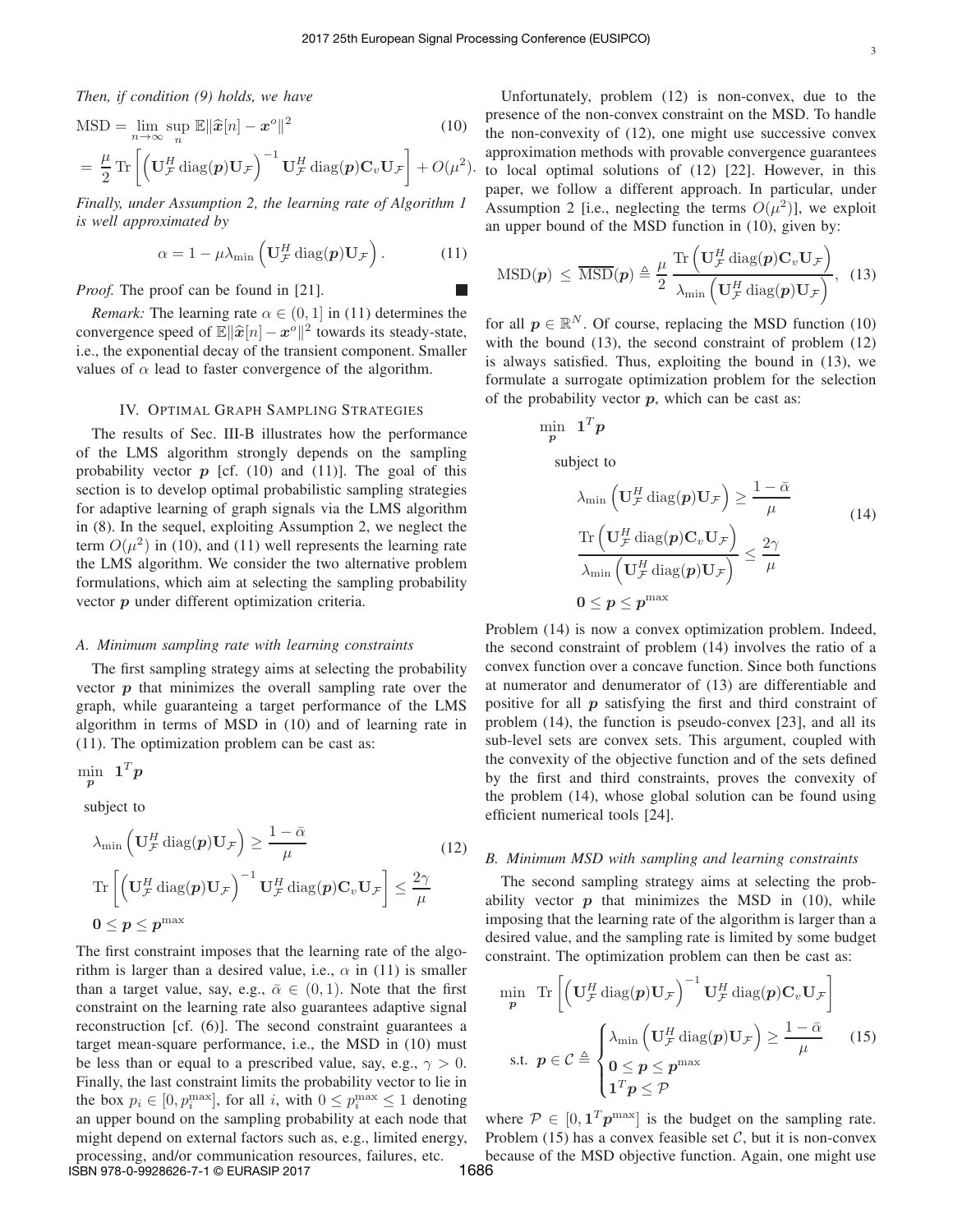*Then, if condition (9) holds, we have*

$$
\begin{aligned}
\text{MSD} &= \lim_{n\to\infty} \sup_{n} \mathbb{E}\|\widehat{\boldsymbol{x}}[n] - \boldsymbol{x}^o\|^2 \qquad (10)\\
&= \frac{\mu}{2} \operatorname{Tr}\left[\left(\mathbf{U}_{\mathcal{F}}^H \operatorname{diag}(\boldsymbol{p})\mathbf{U}_{\mathcal{F}}\right)^{-1} \mathbf{U}_{\mathcal{F}}^H \operatorname{diag}(\boldsymbol{p})\mathbf{C}_v\mathbf{U}_{\mathcal{F}}\right] + O(\mu^2).
\end{aligned}
$$

*Finally, under Assumption 2, the learning rate of Algorithm 1 is well approximated by*

$$
\alpha = 1 - \mu\lambda_{\min}\left(\mathbf{U}_{\mathcal{F}}^H \operatorname{diag}(\boldsymbol{p})\mathbf{U}_{\mathcal{F}}\right). \qquad (11)
$$

*Proof.* The proof can be found in [21]. ∎

*Remark:* The learning rate $\alpha \in (0, 1]$ in (11) determines the convergence speed of $\mathbb{E}\|\widehat{\boldsymbol{x}}[n] - \boldsymbol{x}^o\|^2$ towards its steady-state, i.e., the exponential decay of the transient component. Smaller values of $\alpha$ lead to faster convergence of the algorithm.

## IV. Optimal Graph Sampling Strategies

The results of Sec. III-B illustrates how the performance of the LMS algorithm strongly depends on the sampling probability vector $\boldsymbol{p}$ [cf. (10) and (11)]. The goal of this section is to develop optimal probabilistic sampling strategies for adaptive learning of graph signals via the LMS algorithm in (8). In the sequel, exploiting Assumption 2, we neglect the term $O(\mu^2)$ in (10), and (11) well represents the learning rate the LMS algorithm. We consider the two alternative problem formulations, which aim at selecting the sampling probability vector $\boldsymbol{p}$ under different optimization criteria.

### A. Minimum sampling rate with learning constraints

The first sampling strategy aims at selecting the probability vector $\boldsymbol{p}$ that minimizes the overall sampling rate over the graph, while guaranteing a target performance of the LMS algorithm in terms of MSD in (10) and of learning rate in (11). The optimization problem can be cast as:

$$
\begin{aligned}
&\min_{\boldsymbol{p}} \;\; \mathbf{1}^T\boldsymbol{p} \\
&\text{subject to} \\
&\lambda_{\min}\left(\mathbf{U}_{\mathcal{F}}^H \operatorname{diag}(\boldsymbol{p})\mathbf{U}_{\mathcal{F}}\right) \geq \frac{1-\bar{\alpha}}{\mu} \\
&\operatorname{Tr}\left[\left(\mathbf{U}_{\mathcal{F}}^H \operatorname{diag}(\boldsymbol{p})\mathbf{U}_{\mathcal{F}}\right)^{-1} \mathbf{U}_{\mathcal{F}}^H \operatorname{diag}(\boldsymbol{p})\mathbf{C}_v\mathbf{U}_{\mathcal{F}}\right] \leq \frac{2\gamma}{\mu} \\
&\mathbf{0} \leq \boldsymbol{p} \leq \boldsymbol{p}^{\max}
\end{aligned}
\qquad (12)
$$

The first constraint imposes that the learning rate of the algorithm is larger than a desired value, i.e., $\alpha$ in (11) is smaller than a target value, say, e.g., $\bar{\alpha} \in (0, 1)$. Note that the first constraint on the learning rate also guarantees adaptive signal reconstruction [cf. (6)]. The second constraint guarantees a target mean-square performance, i.e., the MSD in (10) must be less than or equal to a prescribed value, say, e.g., $\gamma > 0$. Finally, the last constraint limits the probability vector to lie in the box $p_i \in [0, p_i^{\max}]$, for all $i$, with $0 \leq p_i^{\max} \leq 1$ denoting an upper bound on the sampling probability at each node that might depend on external factors such as, e.g., limited energy, processing, and/or communication resources, failures, etc.

Unfortunately, problem (12) is non-convex, due to the presence of the non-convex constraint on the MSD. To handle the non-convexity of (12), one might use successive convex approximation methods with provable convergence guarantees to local optimal solutions of (12) [22]. However, in this paper, we follow a different approach. In particular, under Assumption 2 [i.e., neglecting the terms $O(\mu^2)$], we exploit an upper bound of the MSD function in (10), given by:

$$
\text{MSD}(\boldsymbol{p}) \leq \overline{\text{MSD}}(\boldsymbol{p}) \triangleq \frac{\mu}{2} \frac{\operatorname{Tr}\left(\mathbf{U}_{\mathcal{F}}^H \operatorname{diag}(\boldsymbol{p})\mathbf{C}_v\mathbf{U}_{\mathcal{F}}\right)}{\lambda_{\min}\left(\mathbf{U}_{\mathcal{F}}^H \operatorname{diag}(\boldsymbol{p})\mathbf{U}_{\mathcal{F}}\right)}, \qquad (13)
$$

for all $\boldsymbol{p} \in \mathbb{R}^N$. Of course, replacing the MSD function (10) with the bound (13), the second constraint of problem (12) is always satisfied. Thus, exploiting the bound in (13), we formulate a surrogate optimization problem for the selection of the probability vector $\boldsymbol{p}$, which can be cast as:

$$
\begin{aligned}
&\min_{\boldsymbol{p}} \;\; \mathbf{1}^T\boldsymbol{p} \\
&\text{subject to} \\
&\lambda_{\min}\left(\mathbf{U}_{\mathcal{F}}^H \operatorname{diag}(\boldsymbol{p})\mathbf{U}_{\mathcal{F}}\right) \geq \frac{1-\bar{\alpha}}{\mu} \\
&\frac{\operatorname{Tr}\left(\mathbf{U}_{\mathcal{F}}^H \operatorname{diag}(\boldsymbol{p})\mathbf{C}_v\mathbf{U}_{\mathcal{F}}\right)}{\lambda_{\min}\left(\mathbf{U}_{\mathcal{F}}^H \operatorname{diag}(\boldsymbol{p})\mathbf{U}_{\mathcal{F}}\right)} \leq \frac{2\gamma}{\mu} \\
&\mathbf{0} \leq \boldsymbol{p} \leq \boldsymbol{p}^{\max}
\end{aligned}
\qquad (14)
$$

Problem (14) is now a convex optimization problem. Indeed, the second constraint of problem (14) involves the ratio of a convex function over a concave function. Since both functions at numerator and denumerator of (13) are differentiable and positive for all $\boldsymbol{p}$ satisfying the first and third constraint of problem (14), the function is pseudo-convex [23], and all its sub-level sets are convex sets. This argument, coupled with the convexity of the objective function and of the sets defined by the first and third constraints, proves the convexity of the problem (14), whose global solution can be found using efficient numerical tools [24].

### B. Minimum MSD with sampling and learning constraints

The second sampling strategy aims at selecting the probability vector $\boldsymbol{p}$ that minimizes the MSD in (10), while imposing that the learning rate of the algorithm is larger than a desired value, and the sampling rate is limited by some budget constraint. The optimization problem can then be cast as:

$$
\begin{aligned}
&\min_{\boldsymbol{p}} \;\; \operatorname{Tr}\left[\left(\mathbf{U}_{\mathcal{F}}^H \operatorname{diag}(\boldsymbol{p})\mathbf{U}_{\mathcal{F}}\right)^{-1} \mathbf{U}_{\mathcal{F}}^H \operatorname{diag}(\boldsymbol{p})\mathbf{C}_v\mathbf{U}_{\mathcal{F}}\right] \\
&\text{s.t.} \;\; \boldsymbol{p} \in \mathcal{C} \triangleq
\begin{cases}
\lambda_{\min}\left(\mathbf{U}_{\mathcal{F}}^H \operatorname{diag}(\boldsymbol{p})\mathbf{U}_{\mathcal{F}}\right) \geq \dfrac{1-\bar{\alpha}}{\mu} \\
\mathbf{0} \leq \boldsymbol{p} \leq \boldsymbol{p}^{\max} \\
\mathbf{1}^T\boldsymbol{p} \leq \mathcal{P}
\end{cases}
\end{aligned}
\qquad (15)
$$

where $\mathcal{P} \in [0, \mathbf{1}^T\boldsymbol{p}^{\max}]$ is the budget on the sampling rate. Problem (15) has a convex feasible set $\mathcal{C}$, but it is non-convex because of the MSD objective function. Again, one might use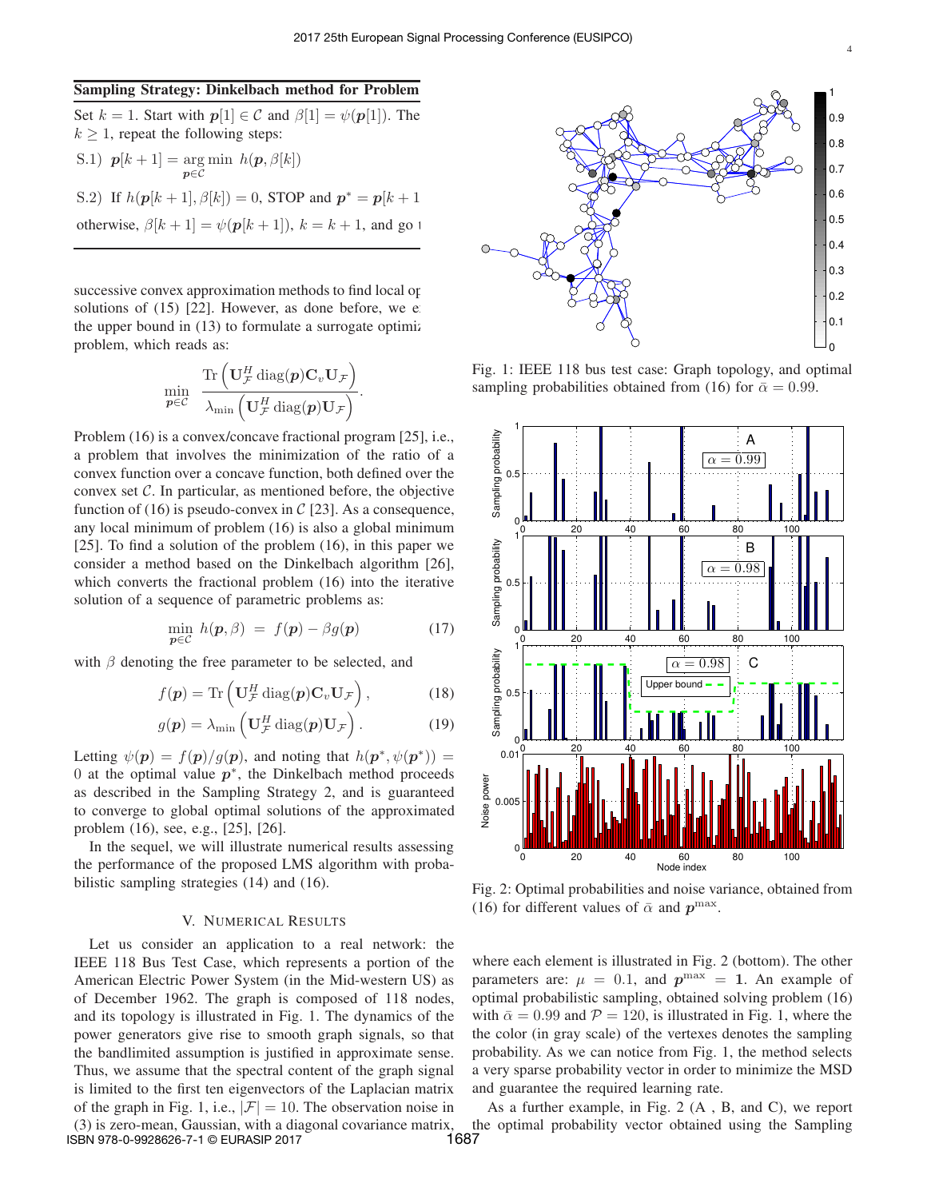**Sampling Strategy: Dinkelbach method for Problem**

Set $k = 1$. Start with $\boldsymbol{p}[1] \in \mathcal{C}$ and $\beta[1] = \psi(\boldsymbol{p}[1])$. The $k \geq 1$, repeat the following steps:

S.1) $\boldsymbol{p}[k+1] = \underset{\boldsymbol{p}\in\mathcal{C}}{\arg\min}\ h(\boldsymbol{p}, \beta[k])$

S.2) If $h(\boldsymbol{p}[k+1], \beta[k]) = 0$, STOP and $\boldsymbol{p}^* = \boldsymbol{p}[k+1$

otherwise, $\beta[k+1] = \psi(\boldsymbol{p}[k+1])$, $k = k+1$, and go t

successive convex approximation methods to find local op solutions of (15) [22]. However, as done before, we e: the upper bound in (13) to formulate a surrogate optimiz problem, which reads as:

$$\min_{\boldsymbol{p}\in\mathcal{C}} \; \frac{\mathrm{Tr}\left(\mathbf{U}_{\mathcal{F}}^H \,\mathrm{diag}(\boldsymbol{p})\mathbf{C}_v \mathbf{U}_{\mathcal{F}}\right)}{\lambda_{\min}\left(\mathbf{U}_{\mathcal{F}}^H \,\mathrm{diag}(\boldsymbol{p})\mathbf{U}_{\mathcal{F}}\right)}.$$

Problem (16) is a convex/concave fractional program [25], i.e., a problem that involves the minimization of the ratio of a convex function over a concave function, both defined over the convex set $\mathcal{C}$. In particular, as mentioned before, the objective function of (16) is pseudo-convex in $\mathcal{C}$ [23]. As a consequence, any local minimum of problem (16) is also a global minimum [25]. To find a solution of the problem (16), in this paper we consider a method based on the Dinkelbach algorithm [26], which converts the fractional problem (16) into the iterative solution of a sequence of parametric problems as:

$$\min_{\boldsymbol{p}\in\mathcal{C}} \; h(\boldsymbol{p}, \beta) \;=\; f(\boldsymbol{p}) - \beta g(\boldsymbol{p}) \tag{17}$$

with $\beta$ denoting the free parameter to be selected, and

$$f(\boldsymbol{p}) = \mathrm{Tr}\left(\mathbf{U}_{\mathcal{F}}^H \,\mathrm{diag}(\boldsymbol{p})\mathbf{C}_v \mathbf{U}_{\mathcal{F}}\right), \tag{18}$$

$$g(\boldsymbol{p}) = \lambda_{\min}\left(\mathbf{U}_{\mathcal{F}}^H \,\mathrm{diag}(\boldsymbol{p})\mathbf{U}_{\mathcal{F}}\right). \tag{19}$$

Letting $\psi(\boldsymbol{p}) = f(\boldsymbol{p})/g(\boldsymbol{p})$, and noting that $h(\boldsymbol{p}^*, \psi(\boldsymbol{p}^*)) = 0$ at the optimal value $\boldsymbol{p}^*$, the Dinkelbach method proceeds as described in the Sampling Strategy 2, and is guaranteed to converge to global optimal solutions of the approximated problem (16), see, e.g., [25], [26].

In the sequel, we will illustrate numerical results assessing the performance of the proposed LMS algorithm with probabilistic sampling strategies (14) and (16).

## V. Numerical Results

Let us consider an application to a real network: the IEEE 118 Bus Test Case, which represents a portion of the American Electric Power System (in the Mid-western US) as of December 1962. The graph is composed of 118 nodes, and its topology is illustrated in Fig. 1. The dynamics of the power generators give rise to smooth graph signals, so that the bandlimited assumption is justified in approximate sense. Thus, we assume that the spectral content of the graph signal is limited to the first ten eigenvectors of the Laplacian matrix of the graph in Fig. 1, i.e., $|\mathcal{F}| = 10$. The observation noise in (3) is zero-mean, Gaussian, with a diagonal covariance matrix,

Fig. 1: IEEE 118 bus test case: Graph topology, and optimal sampling probabilities obtained from (16) for $\bar{\alpha} = 0.99$.

Fig. 2: Optimal probabilities and noise variance, obtained from (16) for different values of $\bar{\alpha}$ and $\boldsymbol{p}^{\max}$.

where each element is illustrated in Fig. 2 (bottom). The other parameters are: $\mu = 0.1$, and $\boldsymbol{p}^{\max} = \mathbf{1}$. An example of optimal probabilistic sampling, obtained solving problem (16) with $\bar{\alpha} = 0.99$ and $\mathcal{P} = 120$, is illustrated in Fig. 1, where the the color (in gray scale) of the vertexes denotes the sampling probability. As we can notice from Fig. 1, the method selects a very sparse probability vector in order to minimize the MSD and guarantee the required learning rate.

As a further example, in Fig. 2 (A , B, and C), we report the optimal probability vector obtained using the Sampling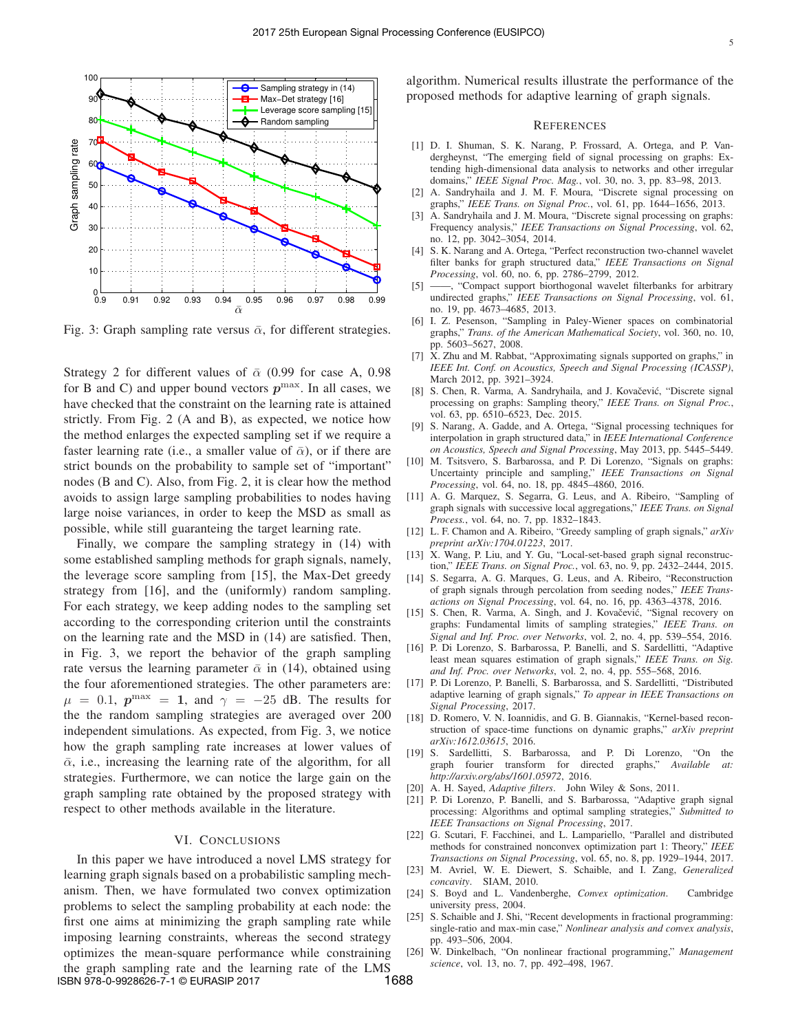100
90
80
70
60
50
40
30
20
10
0
0.9 0.91 0.92 0.93 0.94 0.95 0.96 0.97 0.98 0.99
Graph sampling rate
$\bar{\alpha}$
Sampling strategy in (14)
Max–Det strategy [16]
Leverage score sampling [15]
Random sampling

Fig. 3: Graph sampling rate versus $\bar{\alpha}$, for different strategies.

Strategy 2 for different values of $\bar{\alpha}$ (0.99 for case A, 0.98 for B and C) and upper bound vectors $\boldsymbol{p}^{\max}$. In all cases, we have checked that the constraint on the learning rate is attained strictly. From Fig. 2 (A and B), as expected, we notice how the method enlarges the expected sampling set if we require a faster learning rate (i.e., a smaller value of $\bar{\alpha}$), or if there are strict bounds on the probability to sample set of "important" nodes (B and C). Also, from Fig. 2, it is clear how the method avoids to assign large sampling probabilities to nodes having large noise variances, in order to keep the MSD as small as possible, while still guaranteing the target learning rate.

Finally, we compare the sampling strategy in (14) with some established sampling methods for graph signals, namely, the leverage score sampling from [15], the Max-Det greedy strategy from [16], and the (uniformly) random sampling. For each strategy, we keep adding nodes to the sampling set according to the corresponding criterion until the constraints on the learning rate and the MSD in (14) are satisfied. Then, in Fig. 3, we report the behavior of the graph sampling rate versus the learning parameter $\bar{\alpha}$ in (14), obtained using the four aforementioned strategies. The other parameters are: $\mu = 0.1$, $\boldsymbol{p}^{\max} = \mathbf{1}$, and $\gamma = -25$ dB. The results for the the random sampling strategies are averaged over 200 independent simulations. As expected, from Fig. 3, we notice how the graph sampling rate increases at lower values of $\bar{\alpha}$, i.e., increasing the learning rate of the algorithm, for all strategies. Furthermore, we can notice the large gain on the graph sampling rate obtained by the proposed strategy with respect to other methods available in the literature.

## VI. Conclusions

In this paper we have introduced a novel LMS strategy for learning graph signals based on a probabilistic sampling mechanism. Then, we have formulated two convex optimization problems to select the sampling probability at each node: the first one aims at minimizing the graph sampling rate while imposing learning constraints, whereas the second strategy optimizes the mean-square performance while constraining the graph sampling rate and the learning rate of the LMS algorithm. Numerical results illustrate the performance of the proposed methods for adaptive learning of graph signals.

## References

[1] D. I. Shuman, S. K. Narang, P. Frossard, A. Ortega, and P. Vandergheynst, "The emerging field of signal processing on graphs: Extending high-dimensional data analysis to networks and other irregular domains," *IEEE Signal Proc. Mag.*, vol. 30, no. 3, pp. 83–98, 2013.

[2] A. Sandryhaila and J. M. F. Moura, "Discrete signal processing on graphs," *IEEE Trans. on Signal Proc.*, vol. 61, pp. 1644–1656, 2013.

[3] A. Sandryhaila and J. M. Moura, "Discrete signal processing on graphs: Frequency analysis," *IEEE Transactions on Signal Processing*, vol. 62, no. 12, pp. 3042–3054, 2014.

[4] S. K. Narang and A. Ortega, "Perfect reconstruction two-channel wavelet filter banks for graph structured data," *IEEE Transactions on Signal Processing*, vol. 60, no. 6, pp. 2786–2799, 2012.

[5] ——, "Compact support biorthogonal wavelet filterbanks for arbitrary undirected graphs," *IEEE Transactions on Signal Processing*, vol. 61, no. 19, pp. 4673–4685, 2013.

[6] I. Z. Pesenson, "Sampling in Paley-Wiener spaces on combinatorial graphs," *Trans. of the American Mathematical Society*, vol. 360, no. 10, pp. 5603–5627, 2008.

[7] X. Zhu and M. Rabbat, "Approximating signals supported on graphs," in *IEEE Int. Conf. on Acoustics, Speech and Signal Processing (ICASSP)*, March 2012, pp. 3921–3924.

[8] S. Chen, R. Varma, A. Sandryhaila, and J. Kovačević, "Discrete signal processing on graphs: Sampling theory," *IEEE Trans. on Signal Proc.*, vol. 63, pp. 6510–6523, Dec. 2015.

[9] S. Narang, A. Gadde, and A. Ortega, "Signal processing techniques for interpolation in graph structured data," in *IEEE International Conference on Acoustics, Speech and Signal Processing*, May 2013, pp. 5445–5449.

[10] M. Tsitsvero, S. Barbarossa, and P. Di Lorenzo, "Signals on graphs: Uncertainty principle and sampling," *IEEE Transactions on Signal Processing*, vol. 64, no. 18, pp. 4845–4860, 2016.

[11] A. G. Marquez, S. Segarra, G. Leus, and A. Ribeiro, "Sampling of graph signals with successive local aggregations," *IEEE Trans. on Signal Process.*, vol. 64, no. 7, pp. 1832–1843.

[12] L. F. Chamon and A. Ribeiro, "Greedy sampling of graph signals," *arXiv preprint arXiv:1704.01223*, 2017.

[13] X. Wang, P. Liu, and Y. Gu, "Local-set-based graph signal reconstruction," *IEEE Trans. on Signal Proc.*, vol. 63, no. 9, pp. 2432–2444, 2015.

[14] S. Segarra, A. G. Marques, G. Leus, and A. Ribeiro, "Reconstruction of graph signals through percolation from seeding nodes," *IEEE Transactions on Signal Processing*, vol. 64, no. 16, pp. 4363–4378, 2016.

[15] S. Chen, R. Varma, A. Singh, and J. Kovačević, "Signal recovery on graphs: Fundamental limits of sampling strategies," *IEEE Trans. on Signal and Inf. Proc. over Networks*, vol. 2, no. 4, pp. 539–554, 2016.

[16] P. Di Lorenzo, S. Barbarossa, P. Banelli, and S. Sardellitti, "Adaptive least mean squares estimation of graph signals," *IEEE Trans. on Sig. and Inf. Proc. over Networks*, vol. 2, no. 4, pp. 555–568, 2016.

[17] P. Di Lorenzo, P. Banelli, S. Barbarossa, and S. Sardellitti, "Distributed adaptive learning of graph signals," *To appear in IEEE Transactions on Signal Processing*, 2017.

[18] D. Romero, V. N. Ioannidis, and G. B. Giannakis, "Kernel-based reconstruction of space-time functions on dynamic graphs," *arXiv preprint arXiv:1612.03615*, 2016.

[19] S. Sardellitti, S. Barbarossa, and P. Di Lorenzo, "On the graph fourier transform for directed graphs," *Available at: http://arxiv.org/abs/1601.05972*, 2016.

[20] A. H. Sayed, *Adaptive filters*. John Wiley & Sons, 2011.

[21] P. Di Lorenzo, P. Banelli, and S. Barbarossa, "Adaptive graph signal processing: Algorithms and optimal sampling strategies," *Submitted to IEEE Transactions on Signal Processing*, 2017.

[22] G. Scutari, F. Facchinei, and L. Lampariello, "Parallel and distributed methods for constrained nonconvex optimization part 1: Theory," *IEEE Transactions on Signal Processing*, vol. 65, no. 8, pp. 1929–1944, 2017.

[23] M. Avriel, W. E. Diewert, S. Schaible, and I. Zang, *Generalized concavity*. SIAM, 2010.

[24] S. Boyd and L. Vandenberghe, *Convex optimization*. Cambridge university press, 2004.

[25] S. Schaible and J. Shi, "Recent developments in fractional programming: single-ratio and max-min case," *Nonlinear analysis and convex analysis*, pp. 493–506, 2004.

[26] W. Dinkelbach, "On nonlinear fractional programming," *Management science*, vol. 13, no. 7, pp. 492–498, 1967.